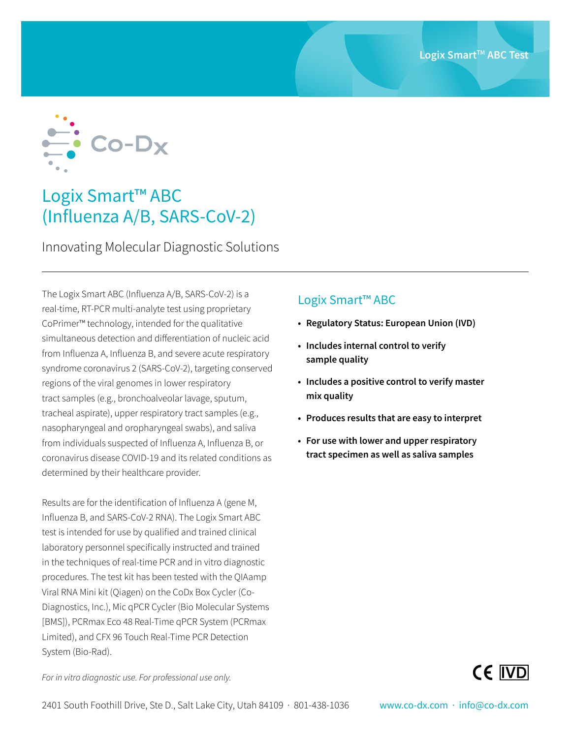# Logix Smart™ ABC (Influenza A/B, SARS-CoV-2)

Innovating Molecular Diagnostic Solutions

---

The Logix Smart ABC (Influenza A/B, SARS-CoV-2) is a real-time, RT-PCR multi-analyte test using proprietary CoPrimer™ technology, intended for the qualitative simultaneous detection and differentiation of nucleic acid from Influenza A, Influenza B, and severe acute respiratory syndrome coronavirus 2 (SARS-CoV-2), targeting conserved regions of the viral genomes in lower respiratory tract samples (e.g., bronchoalveolar lavage, sputum, tracheal aspirate), upper respiratory tract samples (e.g., nasopharyngeal and oropharyngeal swabs), and saliva from individuals suspected of Influenza A, Influenza B, or coronavirus disease COVID-19 and its related conditions as determined by their healthcare provider.

Results are for the identification of Influenza A (gene M, Influenza B, and SARS-CoV-2 RNA). The Logix Smart ABC test is intended for use by qualified and trained clinical laboratory personnel specifically instructed and trained in the techniques of real-time PCR and in vitro diagnostic procedures. The test kit has been tested with the QIAamp Viral RNA Mini kit (Qiagen) on the CoDx Box Cycler (Co-Diagnostics, Inc.), Mic qPCR Cycler (Bio Molecular Systems [BMS]), PCRmax Eco 48 Real-Time qPCR System (PCRmax Limited), and CFX 96 Touch Real-Time PCR Detection System (Bio-Rad).

## Logix Smart™ ABC

- **Regulatory Status: European Union (IVD)**
- **Includes internal control to verify sample quality**
- **Includes a positive control to verify master mix quality**
- **Produces results that are easy to interpret**
- **For use with lower and upper respiratory tract specimen as well as saliva samples**

*For in vitro diagnostic use. For professional use only.*

CE IVD

2401 South Foothill Drive, Ste D., Salt Lake City, Utah 84109 · 801-438-1036 www.co-dx.com · info@co-dx.com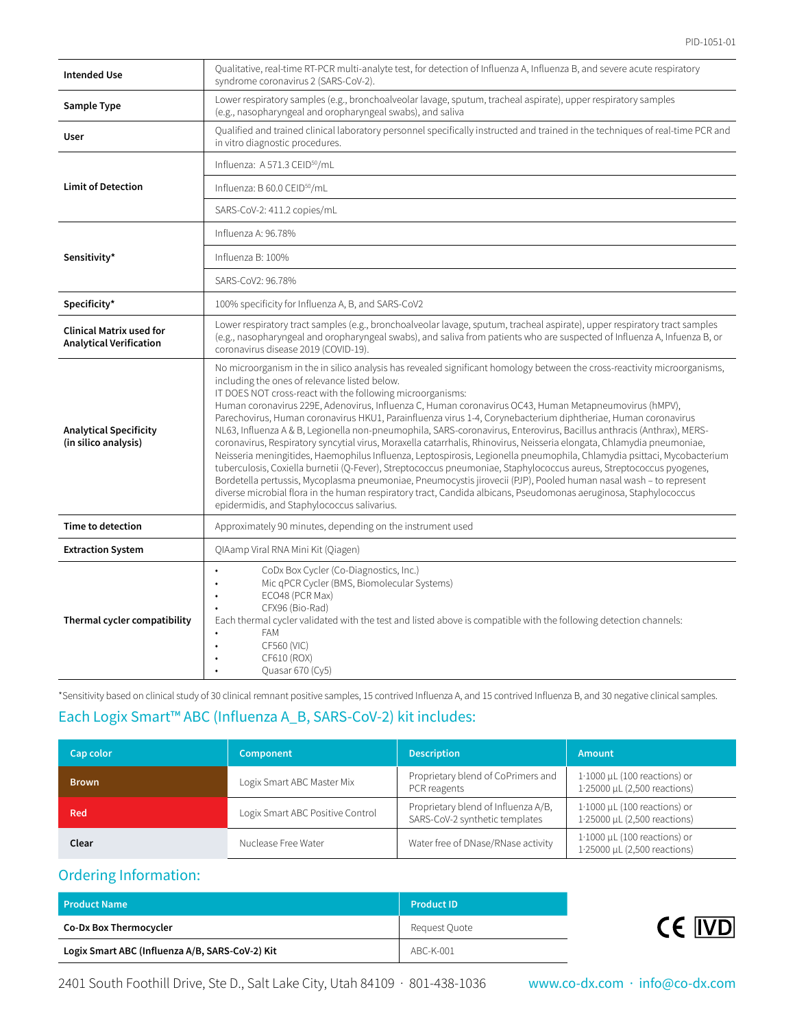| | |
|---|---|
| **Intended Use** | Qualitative, real-time RT-PCR multi-analyte test, for detection of Influenza A, Influenza B, and severe acute respiratory syndrome coronavirus 2 (SARS-CoV-2). |
| **Sample Type** | Lower respiratory samples (e.g., bronchoalveolar lavage, sputum, tracheal aspirate), upper respiratory samples (e.g., nasopharyngeal and oropharyngeal swabs), and saliva |
| **User** | Qualified and trained clinical laboratory personnel specifically instructed and trained in the techniques of real-time PCR and in vitro diagnostic procedures. |
| **Limit of Detection** | Influenza: A 571.3 CEID50/mL |
| | Influenza: B 60.0 CEID50/mL |
| | SARS-CoV-2: 411.2 copies/mL |
| **Sensitivity*** | Influenza A: 96.78% |
| | Influenza B: 100% |
| | SARS-CoV2: 96.78% |
| **Specificity*** | 100% specificity for Influenza A, B, and SARS-CoV2 |
| **Clinical Matrix used for Analytical Verification** | Lower respiratory tract samples (e.g., bronchoalveolar lavage, sputum, tracheal aspirate), upper respiratory tract samples (e.g., nasopharyngeal and oropharyngeal swabs), and saliva from patients who are suspected of Influenza A, Infuenza B, or coronavirus disease 2019 (COVID-19). |
| **Analytical Specificity (in silico analysis)** | No microorganism in the in silico analysis has revealed significant homology between the cross-reactivity microorganisms, including the ones of relevance listed below.<br>IT DOES NOT cross-react with the following microorganisms:<br>Human coronavirus 229E, Adenovirus, Influenza C, Human coronavirus OC43, Human Metapneumovirus (hMPV), Parechovirus, Human coronavirus HKU1, Parainfluenza virus 1-4, Corynebacterium diphtheriae, Human coronavirus NL63, Influenza A & B, Legionella non-pneumophila, SARS-coronavirus, Enterovirus, Bacillus anthracis (Anthrax), MERS-coronavirus, Respiratory syncytial virus, Moraxella catarrhalis, Rhinovirus, Neisseria elongata, Chlamydia pneumoniae, Neisseria meningitides, Haemophilus Influenza, Leptospirosis, Legionella pneumophila, Chlamydia psittaci, Mycobacterium tuberculosis, Coxiella burnetii (Q-Fever), Streptococcus pneumoniae, Staphylococcus aureus, Streptococcus pyogenes, Bordetella pertussis, Mycoplasma pneumoniae, Pneumocystis jirovecii (PJP), Pooled human nasal wash – to represent diverse microbial flora in the human respiratory tract, Candida albicans, Pseudomonas aeruginosa, Staphylococcus epidermidis, and Staphylococcus salivarius. |
| **Time to detection** | Approximately 90 minutes, depending on the instrument used |
| **Extraction System** | QIAamp Viral RNA Mini Kit (Qiagen) |
| **Thermal cycler compatibility** | • CoDx Box Cycler (Co-Diagnostics, Inc.)<br>• Mic qPCR Cycler (BMS, Biomolecular Systems)<br>• ECO48 (PCR Max)<br>• CFX96 (Bio-Rad)<br>Each thermal cycler validated with the test and listed above is compatible with the following detection channels:<br>• FAM<br>• CF560 (VIC)<br>• CF610 (ROX)<br>• Quasar 670 (Cy5) |

*Sensitivity based on clinical study of 30 clinical remnant positive samples, 15 contrived Influenza A, and 15 contrived Influenza B, and 30 negative clinical samples.

## Each Logix Smart™ ABC (Influenza A_B, SARS-CoV-2) kit includes:

| Cap color | Component | Description | Amount |
|---|---|---|---|
| **Brown** | Logix Smart ABC Master Mix | Proprietary blend of CoPrimers and PCR reagents | 1·1000 µL (100 reactions) or 1·25000 µL (2,500 reactions) |
| **Red** | Logix Smart ABC Positive Control | Proprietary blend of Influenza A/B, SARS-CoV-2 synthetic templates | 1·1000 µL (100 reactions) or 1·25000 µL (2,500 reactions) |
| **Clear** | Nuclease Free Water | Water free of DNase/RNase activity | 1·1000 µL (100 reactions) or 1·25000 µL (2,500 reactions) |

## Ordering Information:

| Product Name | Product ID |
|---|---|
| **Co-Dx Box Thermocycler** | Request Quote |
| **Logix Smart ABC (Influenza A/B, SARS-CoV-2) Kit** | ABC-K-001 |

CE IVD

2401 South Foothill Drive, Ste D., Salt Lake City, Utah 84109 · 801-438-1036 www.co-dx.com · info@co-dx.com